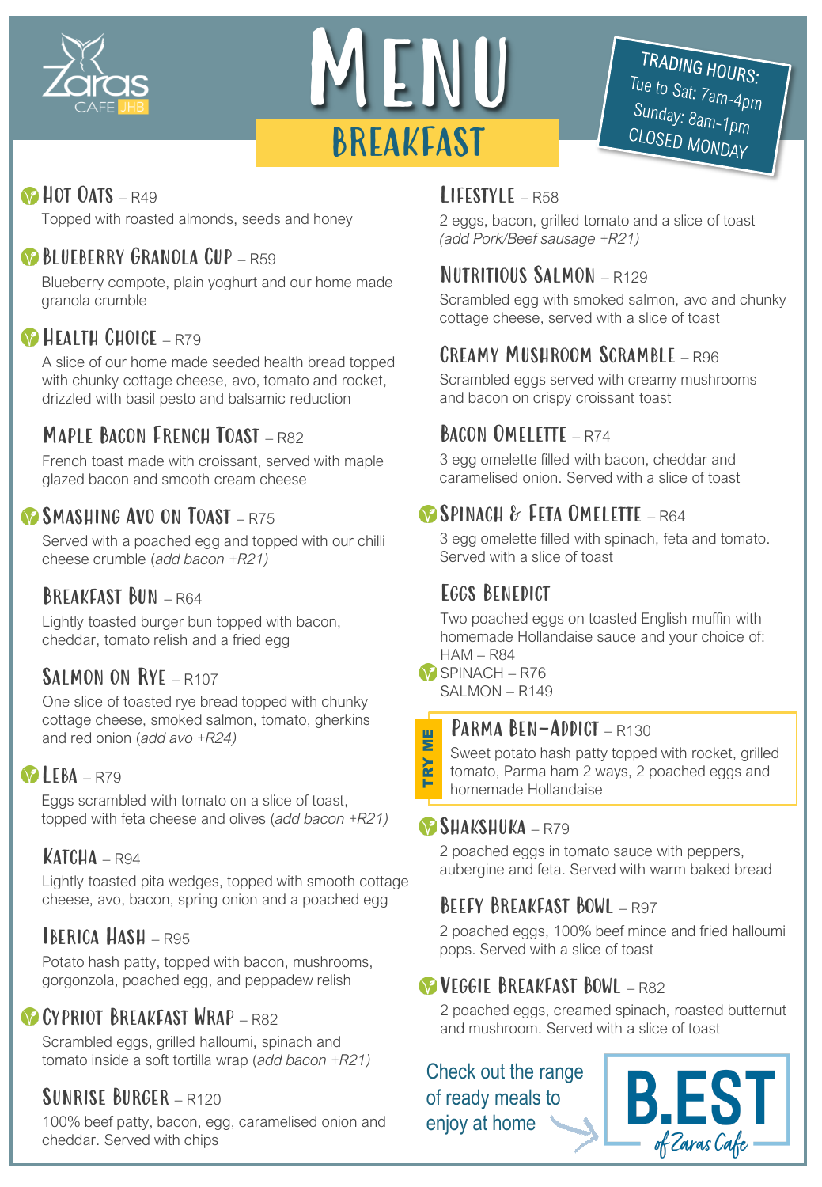Zaras CAFE JHB

# MENU

## BREAKFAST

TRADING HOURS:
Tue to Sat: 7am-4pm
Sunday: 8am-1pm
CLOSED MONDAY

### HOT OATS – R49
Topped with roasted almonds, seeds and honey

### BLUEBERRY GRANOLA CUP – R59
Blueberry compote, plain yoghurt and our home made granola crumble

### HEALTH CHOICE – R79
A slice of our home made seeded health bread topped with chunky cottage cheese, avo, tomato and rocket, drizzled with basil pesto and balsamic reduction

### MAPLE BACON FRENCH TOAST – R82
French toast made with croissant, served with maple glazed bacon and smooth cream cheese

### SMASHING AVO ON TOAST – R75
Served with a poached egg and topped with our chilli cheese crumble *(add bacon +R21)*

### BREAKFAST BUN – R64
Lightly toasted burger bun topped with bacon, cheddar, tomato relish and a fried egg

### SALMON ON RYE – R107
One slice of toasted rye bread topped with chunky cottage cheese, smoked salmon, tomato, gherkins and red onion *(add avo +R24)*

### LEBA – R79
Eggs scrambled with tomato on a slice of toast, topped with feta cheese and olives *(add bacon +R21)*

### KATCHA – R94
Lightly toasted pita wedges, topped with smooth cottage cheese, avo, bacon, spring onion and a poached egg

### IBERICA HASH – R95
Potato hash patty, topped with bacon, mushrooms, gorgonzola, poached egg, and peppadew relish

### CYPRIOT BREAKFAST WRAP – R82
Scrambled eggs, grilled halloumi, spinach and tomato inside a soft tortilla wrap *(add bacon +R21)*

### SUNRISE BURGER – R120
100% beef patty, bacon, egg, caramelised onion and cheddar. Served with chips

### LIFESTYLE – R58
2 eggs, bacon, grilled tomato and a slice of toast *(add Pork/Beef sausage +R21)*

### NUTRITIOUS SALMON – R129
Scrambled egg with smoked salmon, avo and chunky cottage cheese, served with a slice of toast

### CREAMY MUSHROOM SCRAMBLE – R96
Scrambled eggs served with creamy mushrooms and bacon on crispy croissant toast

### BACON OMELETTE – R74
3 egg omelette filled with bacon, cheddar and caramelised onion. Served with a slice of toast

### SPINACH & FETA OMELETTE – R64
3 egg omelette filled with spinach, feta and tomato. Served with a slice of toast

### EGGS BENEDICT
Two poached eggs on toasted English muffin with homemade Hollandaise sauce and your choice of:
HAM – R84
SPINACH – R76
SALMON – R149

TRY ME

### PARMA BEN-ADDICT – R130
Sweet potato hash patty topped with rocket, grilled tomato, Parma ham 2 ways, 2 poached eggs and homemade Hollandaise

### SHAKSHUKA – R79
2 poached eggs in tomato sauce with peppers, aubergine and feta. Served with warm baked bread

### BEEFY BREAKFAST BOWL – R97
2 poached eggs, 100% beef mince and fried halloumi pops. Served with a slice of toast

### VEGGIE BREAKFAST BOWL – R82
2 poached eggs, creamed spinach, roasted butternut and mushroom. Served with a slice of toast

Check out the range of ready meals to enjoy at home

B.EST of Zaras Cafe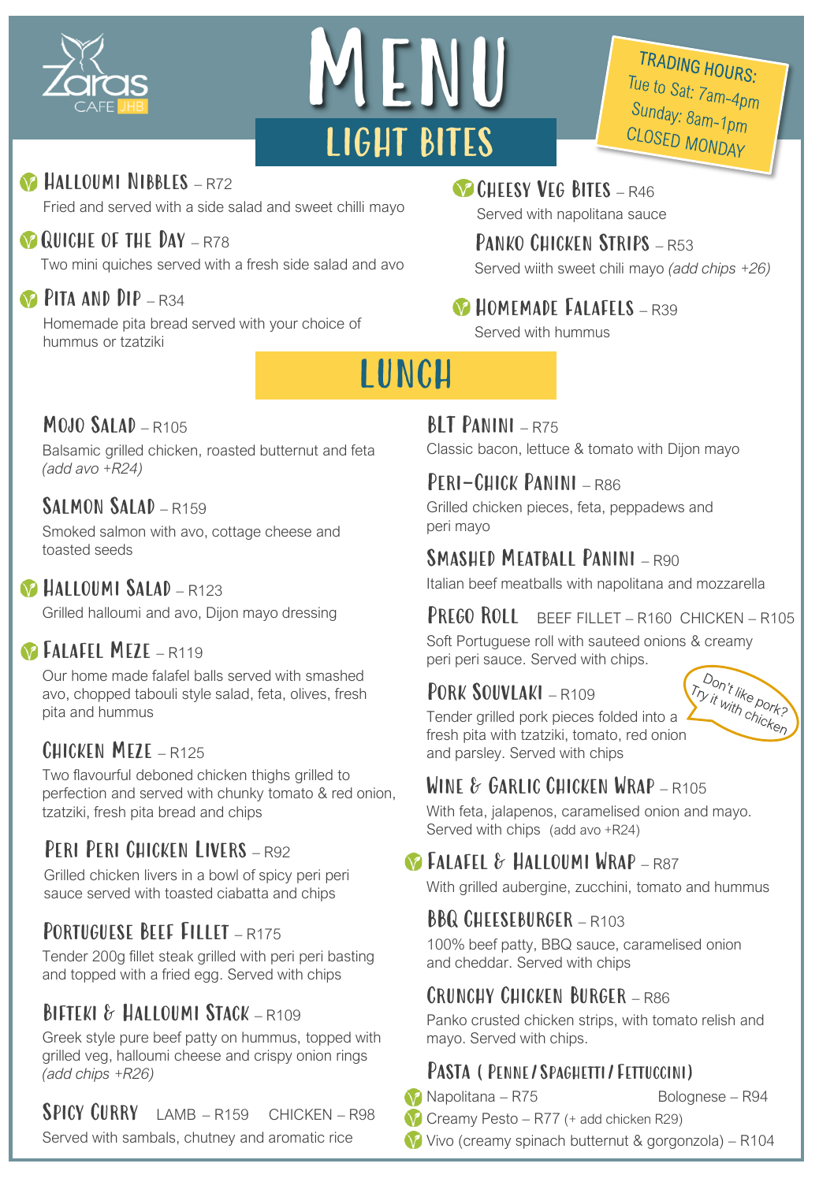# Zaras CAFE JHB

# MENU

**TRADING HOURS:**
Tue to Sat: 7am-4pm
Sunday: 8am-1pm
CLOSED MONDAY

## LIGHT BITES

### Halloumi Nibbles – R72
Fried and served with a side salad and sweet chilli mayo

### Quiche of the Day – R78
Two mini quiches served with a fresh side salad and avo

### Pita and Dip – R34
Homemade pita bread served with your choice of hummus or tzatziki

### Cheesy Veg Bites – R46
Served with napolitana sauce

### Panko Chicken Strips – R53
Served wiith sweet chili mayo *(add chips +26)*

### Homemade Falafels – R39
Served with hummus

## LUNCH

### Mojo Salad – R105
Balsamic grilled chicken, roasted butternut and feta *(add avo +R24)*

### Salmon Salad – R159
Smoked salmon with avo, cottage cheese and toasted seeds

### Halloumi Salad – R123
Grilled halloumi and avo, Dijon mayo dressing

### Falafel Meze – R119
Our home made falafel balls served with smashed avo, chopped tabouli style salad, feta, olives, fresh pita and hummus

### Chicken Meze – R125
Two flavourful deboned chicken thighs grilled to perfection and served with chunky tomato & red onion, tzatziki, fresh pita bread and chips

### Peri Peri Chicken Livers – R92
Grilled chicken livers in a bowl of spicy peri peri sauce served with toasted ciabatta and chips

### Portuguese Beef Fillet – R175
Tender 200g fillet steak grilled with peri peri basting and topped with a fried egg. Served with chips

### Bifteki & Halloumi Stack – R109
Greek style pure beef patty on hummus, topped with grilled veg, halloumi cheese and crispy onion rings *(add chips +R26)*

### Spicy Curry LAMB – R159 CHICKEN – R98
Served with sambals, chutney and aromatic rice

### BLT Panini – R75
Classic bacon, lettuce & tomato with Dijon mayo

### Peri-Chick Panini – R86
Grilled chicken pieces, feta, peppadews and peri mayo

### Smashed Meatball Panini – R90
Italian beef meatballs with napolitana and mozzarella

### Prego Roll BEEF FILLET – R160 CHICKEN – R105
Soft Portuguese roll with sauteed onions & creamy peri peri sauce. Served with chips.

### Pork Souvlaki – R109
Tender grilled pork pieces folded into a fresh pita with tzatziki, tomato, red onion and parsley. Served with chips

*Don't like pork? Try it with chicken*

### Wine & Garlic Chicken Wrap – R105
With feta, jalapenos, caramelised onion and mayo. Served with chips (add avo +R24)

### Falafel & Halloumi Wrap – R87
With grilled aubergine, zucchini, tomato and hummus

### BBQ Cheeseburger – R103
100% beef patty, BBQ sauce, caramelised onion and cheddar. Served with chips

### Crunchy Chicken Burger – R86
Panko crusted chicken strips, with tomato relish and mayo. Served with chips.

### Pasta ( Penne/Spaghetti/Fettuccini)
- Napolitana – R75
- Bolognese – R94
- Creamy Pesto – R77 (+ add chicken R29)
- Vivo (creamy spinach butternut & gorgonzola) – R104